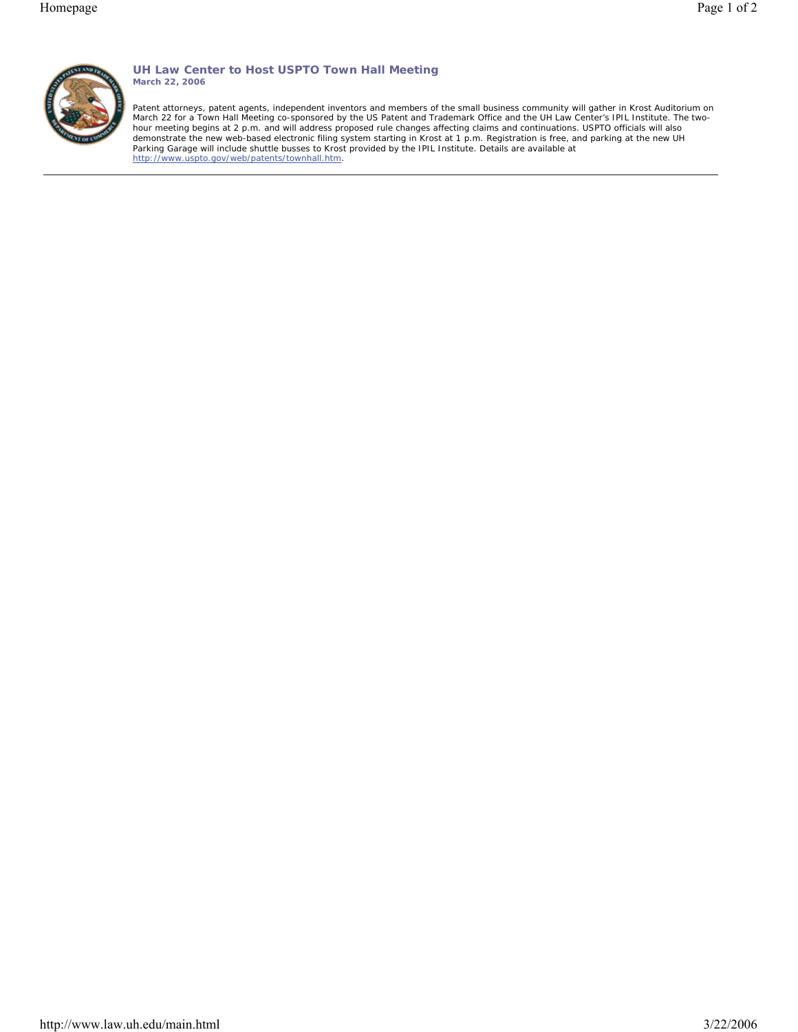## UH Law Center to Host USPTO Town Hall Meeting

**March 22, 2006**

Patent attorneys, patent agents, independent inventors and members of the small business community will gather in Krost Auditorium on March 22 for a Town Hall Meeting co-sponsored by the US Patent and Trademark Office and the UH Law Center's IPIL Institute. The two-hour meeting begins at 2 p.m. and will address proposed rule changes affecting claims and continuations. USPTO officials will also demonstrate the new web-based electronic filing system starting in Krost at 1 p.m. Registration is free, and parking at the new UH Parking Garage will include shuttle busses to Krost provided by the IPIL Institute. Details are available at [http://www.uspto.gov/web/patents/townhall.htm](http://www.uspto.gov/web/patents/townhall.htm).

---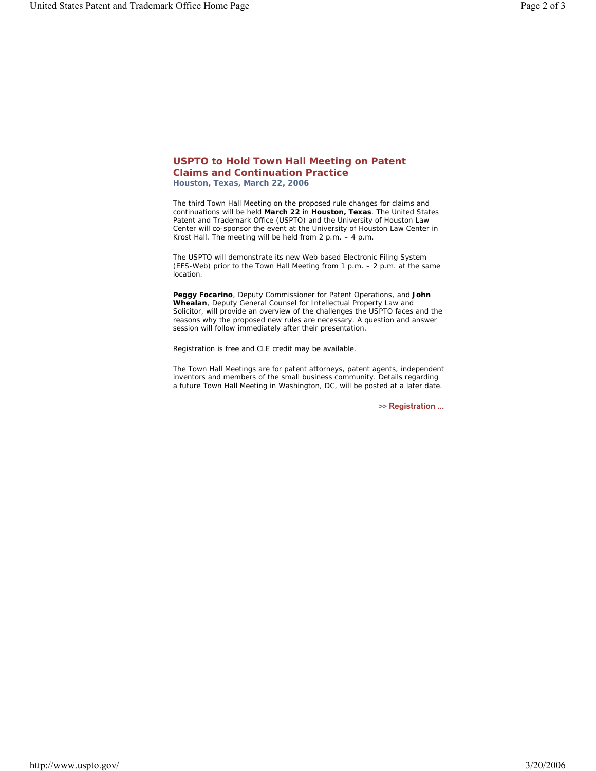## USPTO to Hold Town Hall Meeting on Patent Claims and Continuation Practice

**Houston, Texas, March 22, 2006**

The third Town Hall Meeting on the proposed rule changes for claims and continuations will be held **March 22** in **Houston, Texas**. The United States Patent and Trademark Office (USPTO) and the University of Houston Law Center will co-sponsor the event at the University of Houston Law Center in Krost Hall. The meeting will be held from 2 p.m. – 4 p.m.

The USPTO will demonstrate its new Web based Electronic Filing System (EFS-Web) prior to the Town Hall Meeting from 1 p.m. – 2 p.m. at the same location.

**Peggy Focarino**, Deputy Commissioner for Patent Operations, and **John Whealan**, Deputy General Counsel for Intellectual Property Law and Solicitor, will provide an overview of the challenges the USPTO faces and the reasons why the proposed new rules are necessary. A question and answer session will follow immediately after their presentation.

Registration is free and CLE credit may be available.

The Town Hall Meetings are for patent attorneys, patent agents, independent inventors and members of the small business community. Details regarding a future Town Hall Meeting in Washington, DC, will be posted at a later date.

>> **Registration ...**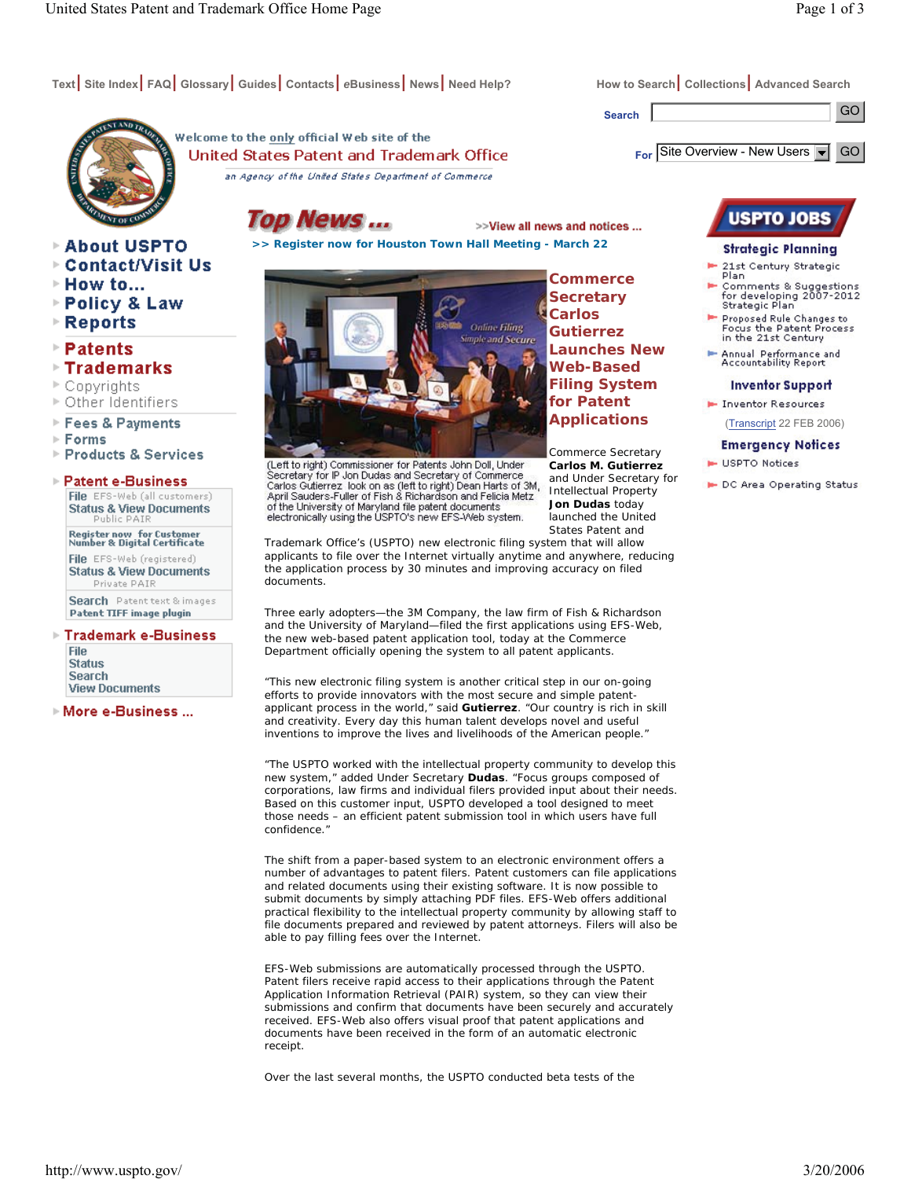Text | Site Index | FAQ | Glossary | Guides | Contacts | eBusiness | News | Need Help?

How to Search | Collections | Advanced Search

Search [ ] GO

For Site Overview - New Users GO

Welcome to the only official Web site of the

United States Patent and Trademark Office

an Agency of the United States Department of Commerce

- About USPTO
- Contact/Visit Us
- How to...
- Policy & Law
- Reports
- Patents
- Trademarks
- Copyrights
- Other Identifiers
- Fees & Payments
- Forms
- Products & Services

**Patent e-Business**

File EFS-Web (all customers)
Status & View Documents
Public PAIR

Register now for Customer Number & Digital Certificate

File EFS-Web (registered)
Status & View Documents
Private PAIR

Search Patent text & images
Patent TIFF image plugin

**Trademark e-Business**

File
Status
Search
View Documents

**More e-Business ...**

# Top News ...

>>View all news and notices ...

>> Register now for Houston Town Hall Meeting - March 22

## Commerce Secretary Carlos Gutierrez Launches New Web-Based Filing System for Patent Applications

(Left to right) Commissioner for Patents John Doll, Under Secretary for IP Jon Dudas and Secretary of Commerce Carlos Gutierrez look on as (left to right) Dean Harts of 3M, April Sauders-Fuller of Fish & Richardson and Felicia Metz of the University of Maryland file patent documents electronically using the USPTO's new EFS-Web system.

Commerce Secretary **Carlos M. Gutierrez** and Under Secretary for Intellectual Property **Jon Dudas** today launched the United States Patent and Trademark Office's (USPTO) new electronic filing system that will allow applicants to file over the Internet virtually anytime and anywhere, reducing the application process by 30 minutes and improving accuracy on filed documents.

Three early adopters—the 3M Company, the law firm of Fish & Richardson and the University of Maryland—filed the first applications using EFS-Web, the new web-based patent application tool, today at the Commerce Department officially opening the system to all patent applicants.

"This new electronic filing system is another critical step in our on-going efforts to provide innovators with the most secure and simple patent-applicant process in the world," said **Gutierrez**. "Our country is rich in skill and creativity. Every day this human talent develops novel and useful inventions to improve the lives and livelihoods of the American people."

"The USPTO worked with the intellectual property community to develop this new system," added Under Secretary **Dudas**. "Focus groups composed of corporations, law firms and individual filers provided input about their needs. Based on this customer input, USPTO developed a tool designed to meet those needs – an efficient patent submission tool in which users have full confidence."

The shift from a paper-based system to an electronic environment offers a number of advantages to patent filers. Patent customers can file applications and related documents using their existing software. It is now possible to submit documents by simply attaching PDF files. EFS-Web offers additional practical flexibility to the intellectual property community by allowing staff to file documents prepared and reviewed by patent attorneys. Filers will also be able to pay filling fees over the Internet.

EFS-Web submissions are automatically processed through the USPTO. Patent filers receive rapid access to their applications through the Patent Application Information Retrieval (PAIR) system, so they can view their submissions and confirm that documents have been securely and accurately received. EFS-Web also offers visual proof that patent applications and documents have been received in the form of an automatic electronic receipt.

Over the last several months, the USPTO conducted beta tests of the

**USPTO JOBS**

### Strategic Planning

- 21st Century Strategic Plan
- Comments & Suggestions for developing 2007-2012 Strategic Plan
- Proposed Rule Changes to Focus the Patent Process in the 21st Century
- Annual Performance and Accountability Report

### Inventor Support

- Inventor Resources

(Transcript 22 FEB 2006)

### Emergency Notices

- USPTO Notices
- DC Area Operating Status